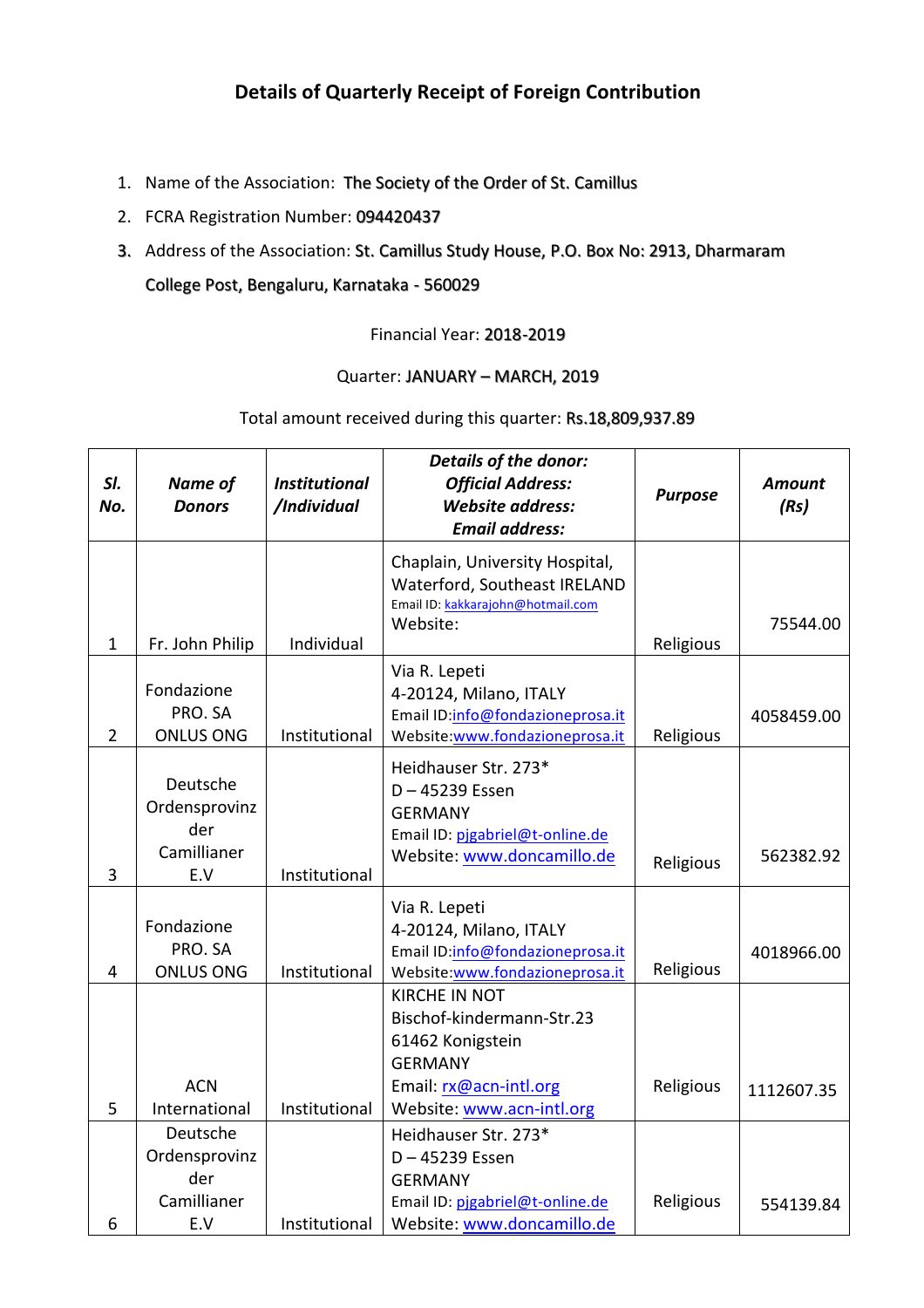# Details of Quarterly Receipt of Foreign Contribution

1. Name of the Association: The Society of the Order of St. Camillus
2. FCRA Registration Number: 094420437
3. Address of the Association: St. Camillus Study House, P.O. Box No: 2913, Dharmaram College Post, Bengaluru, Karnataka - 560029

Financial Year: 2018-2019

Quarter: JANUARY – MARCH, 2019

Total amount received during this quarter: Rs.18,809,937.89

| *Sl. No.* | *Name of Donors* | *Institutional /Individual* | *Details of the donor: Official Address: Website address: Email address:* | *Purpose* | *Amount (Rs)* |
|---|---|---|---|---|---|
| 1 | Fr. John Philip | Individual | Chaplain, University Hospital, Waterford, Southeast IRELAND<br>Email ID: kakkarajohn@hotmail.com<br>Website: | Religious | 75544.00 |
| 2 | Fondazione PRO. SA ONLUS ONG | Institutional | Via R. Lepeti<br>4-20124, Milano, ITALY<br>Email ID:info@fondazioneprosa.it<br>Website:www.fondazioneprosa.it | Religious | 4058459.00 |
| 3 | Deutsche Ordensprovinz der Camillianer E.V | Institutional | Heidhauser Str. 273*<br>D – 45239 Essen<br>GERMANY<br>Email ID: pjgabriel@t-online.de<br>Website: www.doncamillo.de | Religious | 562382.92 |
| 4 | Fondazione PRO. SA ONLUS ONG | Institutional | Via R. Lepeti<br>4-20124, Milano, ITALY<br>Email ID:info@fondazioneprosa.it<br>Website:www.fondazioneprosa.it | Religious | 4018966.00 |
| 5 | ACN International | Institutional | KIRCHE IN NOT<br>Bischof-kindermann-Str.23<br>61462 Konigstein<br>GERMANY<br>Email: rx@acn-intl.org<br>Website: www.acn-intl.org | Religious | 1112607.35 |
| 6 | Deutsche Ordensprovinz der Camillianer E.V | Institutional | Heidhauser Str. 273*<br>D – 45239 Essen<br>GERMANY<br>Email ID: pjgabriel@t-online.de<br>Website: www.doncamillo.de | Religious | 554139.84 |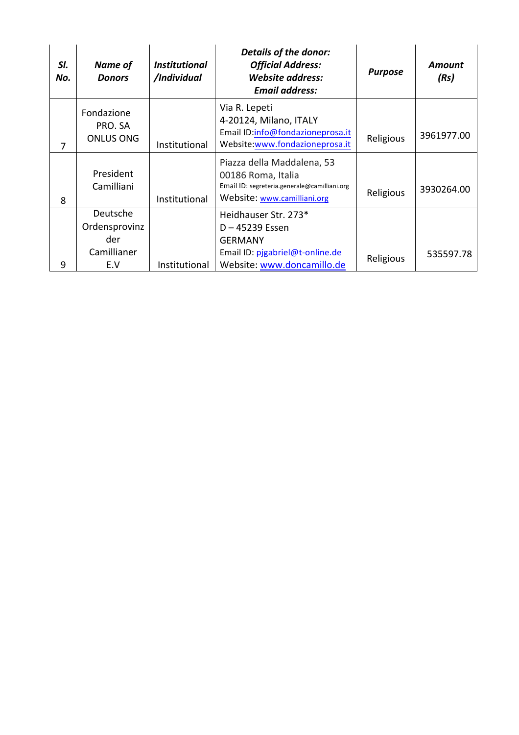| *Sl. No.* | *Name of Donors* | *Institutional /Individual* | *Details of the donor: Official Address: Website address: Email address:* | *Purpose* | *Amount (Rs)* |
|---|---|---|---|---|---|
| 7 | Fondazione PRO. SA ONLUS ONG | Institutional | Via R. Lepeti<br>4-20124, Milano, ITALY<br>Email ID:info@fondazioneprosa.it<br>Website:www.fondazioneprosa.it | Religious | 3961977.00 |
| 8 | President Camilliani | Institutional | Piazza della Maddalena, 53<br>00186 Roma, Italia<br>Email ID: segreteria.generale@camilliani.org<br>Website: www.camilliani.org | Religious | 3930264.00 |
| 9 | Deutsche Ordensprovinz der Camillianer E.V | Institutional | Heidhauser Str. 273*<br>D – 45239 Essen<br>GERMANY<br>Email ID: pjgabriel@t-online.de<br>Website: www.doncamillo.de | Religious | 535597.78 |